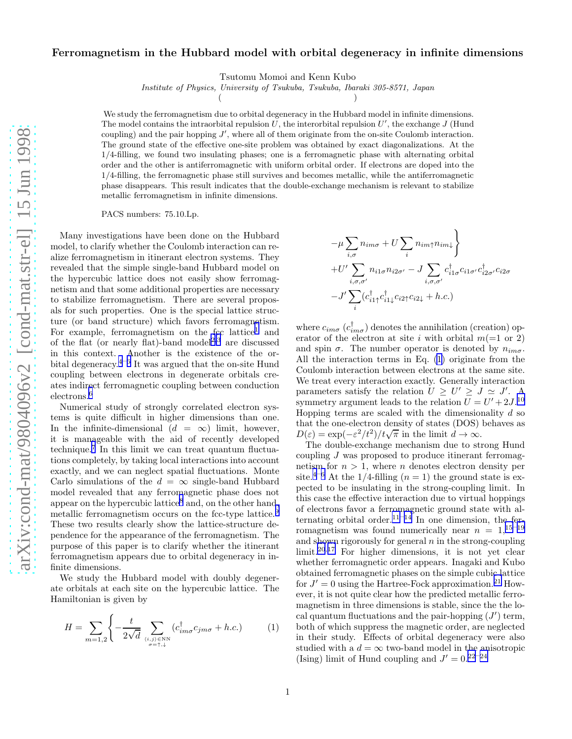# Ferromagnetism in the Hubbard model with orbital degeneracy in infinite dimensions

Tsutomu Momoi and Kenn Kubo

*Institute of Physics, University of Tsukuba, Tsukuba, Ibaraki 305-8571, Japan*

( )

We study the ferromagnetism due to orbital degeneracy in the Hubbard model in infinite dimensions. The model contains the intraorbital repulsion $U$, the interorbital repulsion $U'$, the exchange $J$ (Hund coupling) and the pair hopping $J'$, where all of them originate from the on-site Coulomb interaction. The ground state of the effective one-site problem was obtained by exact diagonalizations. At the 1/4-filling, we found two insulating phases; one is a ferromagnetic phase with alternating orbital order and the other is antiferromagnetic with uniform orbital order. If electrons are doped into the 1/4-filling, the ferromagnetic phase still survives and becomes metallic, while the antiferromagnetic phase disappears. This result indicates that the double-exchange mechanism is relevant to stabilize metallic ferromagnetism in infinite dimensions.

PACS numbers: 75.10.Lp.

Many investigations have been done on the Hubbard model, to clarify whether the Coulomb interaction can realize ferromagnetism in itinerant electron systems. They revealed that the simple single-band Hubbard model on the hypercubic lattice does not easily show ferromagnetism and that some additional properties are necessary to stabilize ferromagnetism. There are several proposals for such properties. One is the special lattice structure (or band structure) which favors ferromagnetism. For example, ferromagnetism on the fcc lattice[1] and of the flat (or nearly flat)-band model[2,3] are discussed in this context. Another is the existence of the orbital degeneracy.[4–6] It was argued that the on-site Hund coupling between electrons in degenerate orbitals creates indirect ferromagnetic coupling between conduction electrons.[6]

Numerical study of strongly correlated electron systems is quite difficult in higher dimensions than one. In the infinite-dimensional ($d = \infty$) limit, however, it is manageable with the aid of recently developed technique.[7] In this limit we can treat quantum fluctuations completely, by taking local interactions into account exactly, and we can neglect spatial fluctuations. Monte Carlo simulations of the $d = \infty$ single-band Hubbard model revealed that any ferromagnetic phase does not appear on the hypercubic lattice[8] and, on the other hand, metallic ferromagnetism occurs on the fcc-type lattice.[9] These two results clearly show the lattice-structure dependence for the appearance of the ferromagnetism. The purpose of this paper is to clarify whether the itinerant ferromagnetism appears due to orbital degeneracy in infinite dimensions.

We study the Hubbard model with doubly degenerate orbitals at each site on the hypercubic lattice. The Hamiltonian is given by

$$
\begin{aligned}
H = \sum_{m=1,2} \Bigg\{ & -\frac{t}{2\sqrt{d}} \sum_{\substack{\langle i,j\rangle \in \mathrm{NN} \\ \sigma=\uparrow,\downarrow}} (c^\dagger_{im\sigma} c_{jm\sigma} + h.c.) \\
& -\mu \sum_{i,\sigma} n_{im\sigma} + U \sum_i n_{im\uparrow} n_{im\downarrow} \Bigg\} \\
& + U' \sum_{i,\sigma,\sigma'} n_{i1\sigma} n_{i2\sigma'} - J \sum_{i,\sigma,\sigma'} c^\dagger_{i1\sigma} c_{i1\sigma'} c^\dagger_{i2\sigma'} c_{i2\sigma} \\
& - J' \sum_i (c^\dagger_{i1\uparrow} c^\dagger_{i1\downarrow} c_{i2\uparrow} c_{i2\downarrow} + h.c.)
\end{aligned}
\qquad (1)
$$

where $c_{im\sigma}$ ($c^\dagger_{im\sigma}$) denotes the annihilation (creation) operator of the electron at site $i$ with orbital $m(=1$ or $2)$ and spin $\sigma$. The number operator is denoted by $n_{im\sigma}$. All the interaction terms in Eq. (1) originate from the Coulomb interaction between electrons at the same site. We treat every interaction exactly. Generally interaction parameters satisfy the relation $U \geq U' \geq J \simeq J'$. A symmetry argument leads to the relation $U = U' + 2J$.[10] Hopping terms are scaled with the dimensionality $d$ so that the one-electron density of states (DOS) behaves as $D(\varepsilon) = \exp(-\varepsilon^2/t^2)/t\sqrt{\pi}$ in the limit $d \to \infty$.

The double-exchange mechanism due to strong Hund coupling $J$ was proposed to produce itinerant ferromagnetism for $n > 1$, where $n$ denotes electron density per site.[4–6] At the 1/4-filling ($n = 1$) the ground state is expected to be insulating in the strong-coupling limit. In this case the effective interaction due to virtual hoppings of electrons favor a ferromagnetic ground state with alternating orbital order.[11–14] In one dimension, the ferromagnetism was found numerically near $n = 1$,[15–19] and shown rigorously for general $n$ in the strong-coupling limit.[20,17] For higher dimensions, it is not yet clear whether ferromagnetic order appears. Inagaki and Kubo obtained ferromagnetic phases on the simple cubic lattice for $J' = 0$ using the Hartree-Fock approximation.[21] However, it is not quite clear how the predicted metallic ferromagnetism in three dimensions is stable, since the the local quantum fluctuations and the pair-hopping ($J'$) term, both of which suppress the magnetic order, are neglected in their study. Effects of orbital degeneracy were also studied with a $d = \infty$ two-band model in the anisotropic (Ising) limit of Hund coupling and $J' = 0$.[22–24]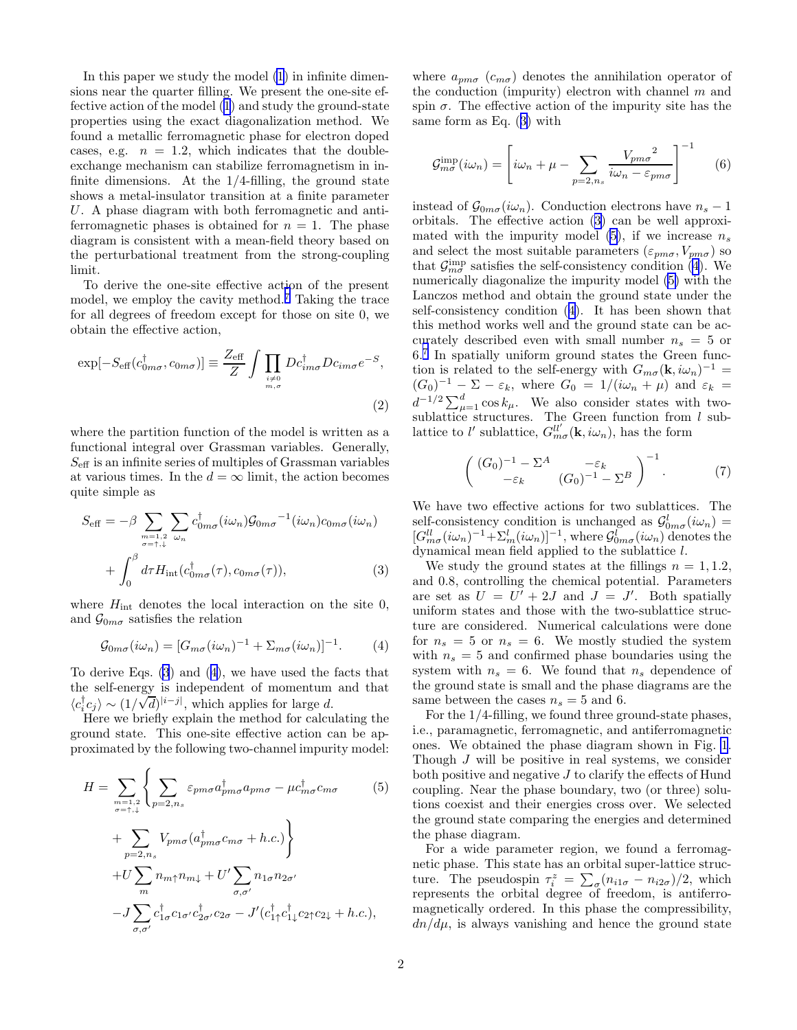In this paper we study the model (1) in infinite dimensions near the quarter filling. We present the one-site effective action of the model (1) and study the ground-state properties using the exact diagonalization method. We found a metallic ferromagnetic phase for electron doped cases, e.g. $n = 1.2$, which indicates that the double-exchange mechanism can stabilize ferromagnetism in infinite dimensions. At the 1/4-filling, the ground state shows a metal-insulator transition at a finite parameter $U$. A phase diagram with both ferromagnetic and antiferromagnetic phases is obtained for $n = 1$. The phase diagram is consistent with a mean-field theory based on the perturbational treatment from the strong-coupling limit.

To derive the one-site effective action of the present model, we employ the cavity method.[7] Taking the trace for all degrees of freedom except for those on site 0, we obtain the effective action,

$$\exp[-S_{\text{eff}}(c^\dagger_{0m\sigma}, c_{0m\sigma})] \equiv \frac{Z_{\text{eff}}}{Z} \int \prod_{\substack{i\neq 0\\ m,\sigma}} Dc^\dagger_{im\sigma} Dc_{im\sigma} e^{-S}, \tag{2}$$

where the partition function of the model is written as a functional integral over Grassman variables. Generally, $S_{\text{eff}}$ is an infinite series of multiples of Grassman variables at various times. In the $d = \infty$ limit, the action becomes quite simple as

$$S_{\text{eff}} = -\beta \sum_{\substack{m=1,2\\ \sigma=\uparrow,\downarrow}} \sum_{\omega_n} c^\dagger_{0m\sigma}(i\omega_n) {\mathcal{G}_{0m\sigma}}^{-1}(i\omega_n) c_{0m\sigma}(i\omega_n) + \int_0^\beta d\tau H_{\text{int}}(c^\dagger_{0m\sigma}(\tau), c_{0m\sigma}(\tau)), \tag{3}$$

where $H_{\text{int}}$ denotes the local interaction on the site 0, and $\mathcal{G}_{0m\sigma}$ satisfies the relation

$$\mathcal{G}_{0m\sigma}(i\omega_n) = [G_{m\sigma}(i\omega_n)^{-1} + \Sigma_{m\sigma}(i\omega_n)]^{-1}. \tag{4}$$

To derive Eqs. (3) and (4), we have used the facts that the self-energy is independent of momentum and that $\langle c^\dagger_i c_j \rangle \sim (1/\sqrt{d})^{|i-j|}$, which applies for large $d$.

Here we briefly explain the method for calculating the ground state. This one-site effective action can be approximated by the following two-channel impurity model:

$$\begin{aligned} H = \sum_{\substack{m=1,2\\ \sigma=\uparrow,\downarrow}} \Bigg\{ &\sum_{p=2,n_s} \varepsilon_{pm\sigma} a^\dagger_{pm\sigma} a_{pm\sigma} - \mu c^\dagger_{m\sigma} c_{m\sigma} \\ &+ \sum_{p=2,n_s} V_{pm\sigma}(a^\dagger_{pm\sigma} c_{m\sigma} + h.c.) \Bigg\} \\ &+ U \sum_m n_{m\uparrow} n_{m\downarrow} + U' \sum_{\sigma,\sigma'} n_{1\sigma} n_{2\sigma'} \\ &- J \sum_{\sigma,\sigma'} c^\dagger_{1\sigma} c_{1\sigma'} c^\dagger_{2\sigma'} c_{2\sigma} - J'(c^\dagger_{1\uparrow} c^\dagger_{1\downarrow} c_{2\uparrow} c_{2\downarrow} + h.c.), \end{aligned} \tag{5}$$

where $a_{pm\sigma}$ ($c_{m\sigma}$) denotes the annihilation operator of the conduction (impurity) electron with channel $m$ and spin $\sigma$. The effective action of the impurity site has the same form as Eq. (3) with

$$\mathcal{G}^{\text{imp}}_{m\sigma}(i\omega_n) = \left[ i\omega_n + \mu - \sum_{p=2,n_s} \frac{{V_{pm\sigma}}^2}{i\omega_n - \varepsilon_{pm\sigma}} \right]^{-1} \tag{6}$$

instead of $\mathcal{G}_{0m\sigma}(i\omega_n)$. Conduction electrons have $n_s - 1$ orbitals. The effective action (3) can be well approximated with the impurity model (5), if we increase $n_s$ and select the most suitable parameters ($\varepsilon_{pm\sigma}, V_{pm\sigma}$) so that $\mathcal{G}^{\text{imp}}_{m\sigma}$ satisfies the self-consistency condition (4). We numerically diagonalize the impurity model (5) with the Lanczos method and obtain the ground state under the self-consistency condition (4). It has been shown that this method works well and the ground state can be accurately described even with small number $n_s = 5$ or 6.[7] In spatially uniform ground states the Green function is related to the self-energy with $G_{m\sigma}(\mathbf{k}, i\omega_n)^{-1} = (G_0)^{-1} - \Sigma - \varepsilon_k$, where $G_0 = 1/(i\omega_n + \mu)$ and $\varepsilon_k = d^{-1/2} \sum_{\mu=1}^d \cos k_\mu$. We also consider states with two-sublattice structures. The Green function from $l$ sublattice to $l'$ sublattice, $G^{ll'}_{m\sigma}(\mathbf{k}, i\omega_n)$, has the form

$$\begin{pmatrix} (G_0)^{-1} - \Sigma^A & -\varepsilon_k \\ -\varepsilon_k & (G_0)^{-1} - \Sigma^B \end{pmatrix}^{-1}. \tag{7}$$

We have two effective actions for two sublattices. The self-consistency condition is unchanged as $\mathcal{G}^l_{0m\sigma}(i\omega_n) = [G^{ll}_{m\sigma}(i\omega_n)^{-1} + \Sigma^l_m(i\omega_n)]^{-1}$, where $\mathcal{G}^l_{0m\sigma}(i\omega_n)$ denotes the dynamical mean field applied to the sublattice $l$.

We study the ground states at the fillings $n = 1, 1.2$, and 0.8, controlling the chemical potential. Parameters are set as $U = U' + 2J$ and $J = J'$. Both spatially uniform states and those with the two-sublattice structure are considered. Numerical calculations were done for $n_s = 5$ or $n_s = 6$. We mostly studied the system with $n_s = 5$ and confirmed phase boundaries using the system with $n_s = 6$. We found that $n_s$ dependence of the ground state is small and the phase diagrams are the same between the cases $n_s = 5$ and 6.

For the 1/4-filling, we found three ground-state phases, i.e., paramagnetic, ferromagnetic, and antiferromagnetic ones. We obtained the phase diagram shown in Fig. 1. Though $J$ will be positive in real systems, we consider both positive and negative $J$ to clarify the effects of Hund coupling. Near the phase boundary, two (or three) solutions coexist and their energies cross over. We selected the ground state comparing the energies and determined the phase diagram.

For a wide parameter region, we found a ferromagnetic phase. This state has an orbital super-lattice structure. The pseudospin $\tau^z_i = \sum_\sigma (n_{i1\sigma} - n_{i2\sigma})/2$, which represents the orbital degree of freedom, is antiferromagnetically ordered. In this phase the compressibility, $dn/d\mu$, is always vanishing and hence the ground state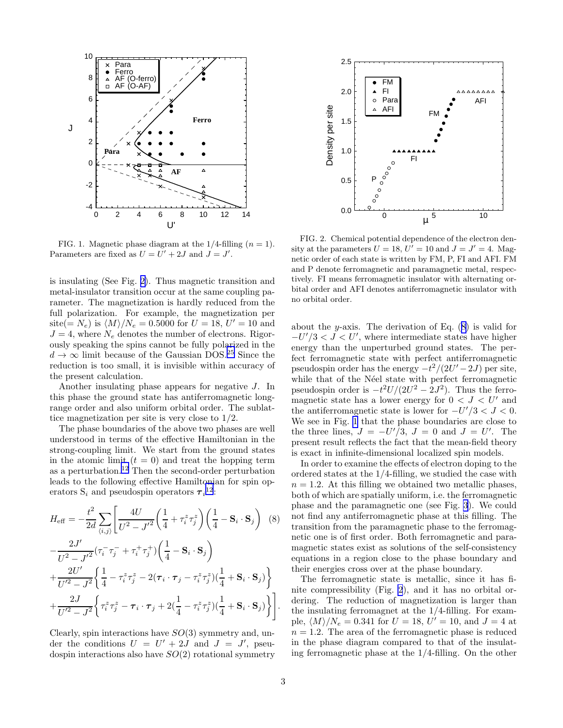FIG. 1. Magnetic phase diagram at the 1/4-filling ($n = 1$). Parameters are fixed as $U = U' + 2J$ and $J = J'$.

FIG. 2. Chemical potential dependence of the electron density at the parameters $U = 18$, $U' = 10$ and $J = J' = 4$. Magnetic order of each state is written by FM, P, FI and AFI. FM and P denote ferromagnetic and paramagnetic metal, respectively. FI means ferromagnetic insulator with alternating orbital order and AFI denotes antiferromagnetic insulator with no orbital order.

is insulating (See Fig. 2). Thus magnetic transition and metal-insulator transition occur at the same coupling parameter. The magnetization is hardly reduced from the full polarization. For example, the magnetization per site($= N_e$) is $\langle M \rangle / N_e = 0.5000$ for $U = 18$, $U' = 10$ and $J = 4$, where $N_e$ denotes the number of electrons. Rigorously speaking the spins cannot be fully polarized in the $d \to \infty$ limit because of the Gaussian DOS.[25] Since the reduction is too small, it is invisible within accuracy of the present calculation.

Another insulating phase appears for negative $J$. In this phase the ground state has antiferromagnetic long-range order and also uniform orbital order. The sublattice magnetization per site is very close to 1/2.

The phase boundaries of the above two phases are well understood in terms of the effective Hamiltonian in the strong-coupling limit. We start from the ground states in the atomic limit ($t = 0$) and treat the hopping term as a perturbation.[12] Then the second-order perturbation leads to the following effective Hamiltonian for spin operators $\mathbf{S}_i$ and pseudospin operators $\boldsymbol{\tau}_i$[12]:

$$
\begin{aligned}
H_{\rm eff} = &-\frac{t^2}{2d}\sum_{\langle i,j \rangle}\Bigg[\frac{4U}{U^2-J'^2}\left(\frac{1}{4}+\tau_i^z\tau_j^z\right)\left(\frac{1}{4}-\mathbf{S}_i\cdot\mathbf{S}_j\right) \qquad (8)\\
&-\frac{2J'}{U^2-J'^2}(\tau_i^-\tau_j^- + \tau_i^+\tau_j^+)\left(\frac{1}{4}-\mathbf{S}_i\cdot\mathbf{S}_j\right)\\
&+\frac{2U'}{U'^2-J^2}\left\{\frac{1}{4}-\tau_i^z\tau_j^z-2(\boldsymbol{\tau}_i\cdot\boldsymbol{\tau}_j-\tau_i^z\tau_j^z)(\frac{1}{4}+\mathbf{S}_i\cdot\mathbf{S}_j)\right\}\\
&+\frac{2J}{U'^2-J^2}\left\{\tau_i^z\tau_j^z-\boldsymbol{\tau}_i\cdot\boldsymbol{\tau}_j+2(\frac{1}{4}-\tau_i^z\tau_j^z)(\frac{1}{4}+\mathbf{S}_i\cdot\mathbf{S}_j)\right\}\Bigg].
\end{aligned}
$$

Clearly, spin interactions have $SO(3)$ symmetry and, under the conditions $U = U' + 2J$ and $J = J'$, pseudospin interactions also have $SO(2)$ rotational symmetry about the $y$-axis. The derivation of Eq. (8) is valid for $-U'/3 < J < U'$, where intermediate states have higher energy than the unperturbed ground states. The perfect ferromagnetic state with perfect antiferromagnetic pseudospin order has the energy $-t^2/(2U' - 2J)$ per site, while that of the Néel state with perfect ferromagnetic pseudospin order is $-t^2U/(2U^2 - 2J^2)$. Thus the ferromagnetic state has a lower energy for $0 < J < U'$ and the antiferromagnetic state is lower for $-U'/3 < J < 0$. We see in Fig. 1 that the phase boundaries are close to the three lines, $J = -U'/3$, $J = 0$ and $J = U'$. The present result reflects the fact that the mean-field theory is exact in infinite-dimensional localized spin models.

In order to examine the effects of electron doping to the ordered states at the 1/4-filling, we studied the case with $n = 1.2$. At this filling we obtained two metallic phases, both of which are spatially uniform, i.e. the ferromagnetic phase and the paramagnetic one (see Fig. 3). We could not find any antiferromagnetic phase at this filling. The transition from the paramagnetic phase to the ferromagnetic one is of first order. Both ferromagnetic and paramagnetic states exist as solutions of the self-consistency equations in a region close to the phase boundary and their energies cross over at the phase boundary.

The ferromagnetic state is metallic, since it has finite compressibility (Fig. 2), and it has no orbital ordering. The reduction of magnetization is larger than the insulating ferromagnet at the 1/4-filling. For example, $\langle M \rangle / N_e = 0.341$ for $U = 18$, $U' = 10$, and $J = 4$ at $n = 1.2$. The area of the ferromagnetic phase is reduced in the phase diagram compared to that of the insulating ferromagnetic phase at the 1/4-filling. On the other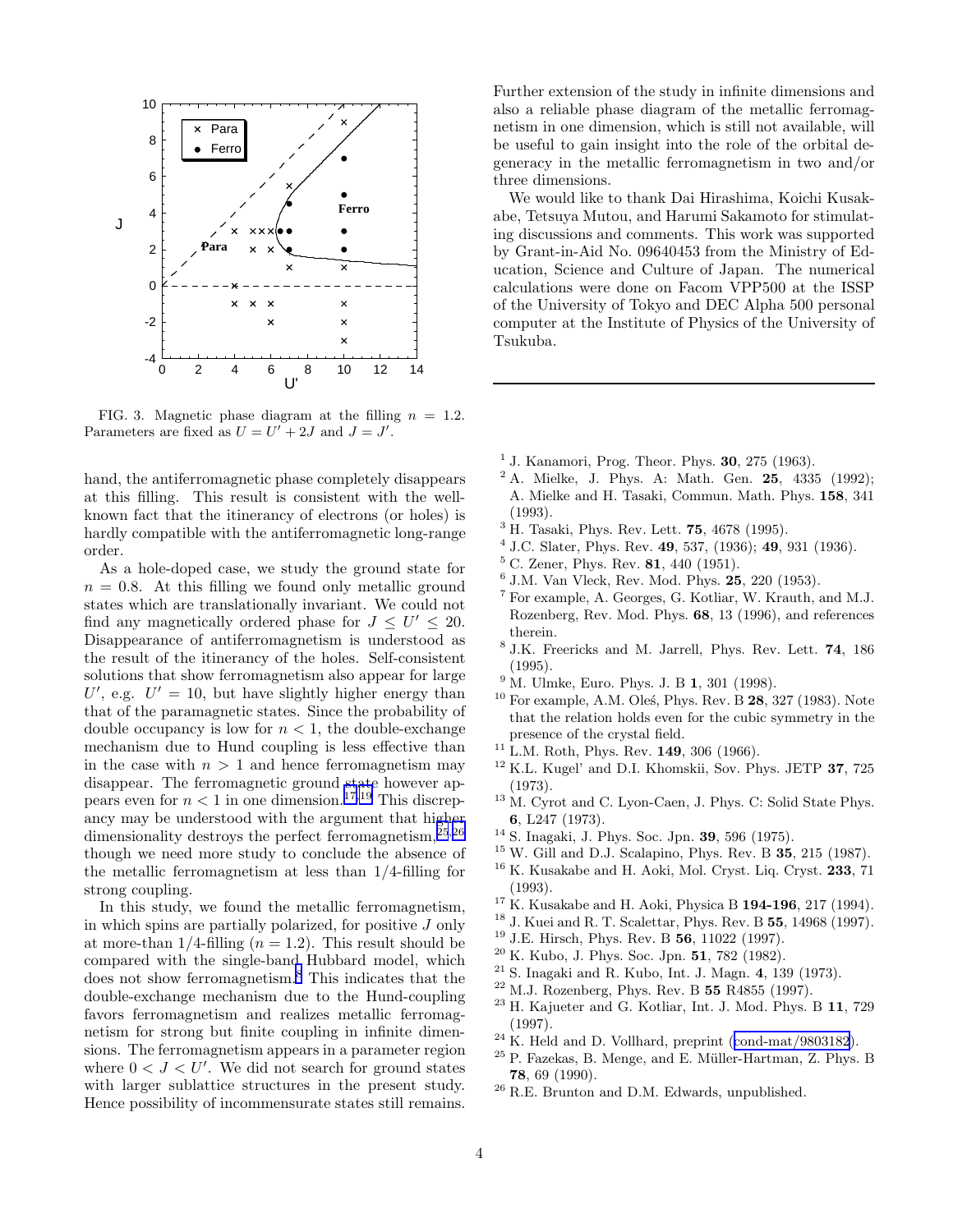10
8
6
4
2
0
-2
-4
J
0 2 4 6 8 10 12 14
U'
Para
Ferro
Para
Ferro

FIG. 3. Magnetic phase diagram at the filling $n = 1.2$. Parameters are fixed as $U = U' + 2J$ and $J = J'$.

hand, the antiferromagnetic phase completely disappears at this filling. This result is consistent with the well-known fact that the itinerancy of electrons (or holes) is hardly compatible with the antiferromagnetic long-range order.

As a hole-doped case, we study the ground state for $n = 0.8$. At this filling we found only metallic ground states which are translationally invariant. We could not find any magnetically ordered phase for $J \le U' \le 20$. Disappearance of antiferromagnetism is understood as the result of the itinerancy of the holes. Self-consistent solutions that show ferromagnetism also appear for large $U'$, e.g. $U' = 10$, but have slightly higher energy than that of the paramagnetic states. Since the probability of double occupancy is low for $n < 1$, the double-exchange mechanism due to Hund coupling is less effective than in the case with $n > 1$ and hence ferromagnetism may disappear. The ferromagnetic ground state however appears even for $n < 1$ in one dimension.[17,19] This discrepancy may be understood with the argument that higher dimensionality destroys the perfect ferromagnetism,[25,26] though we need more study to conclude the absence of the metallic ferromagnetism at less than 1/4-filling for strong coupling.

In this study, we found the metallic ferromagnetism, in which spins are partially polarized, for positive $J$ only at more-than 1/4-filling ($n = 1.2$). This result should be compared with the single-band Hubbard model, which does not show ferromagnetism.[8] This indicates that the double-exchange mechanism due to the Hund-coupling favors ferromagnetism and realizes metallic ferromagnetism for strong but finite coupling in infinite dimensions. The ferromagnetism appears in a parameter region where $0 < J < U'$. We did not search for ground states with larger sublattice structures in the present study. Hence possibility of incommensurate states still remains.

Further extension of the study in infinite dimensions and also a reliable phase diagram of the metallic ferromagnetism in one dimension, which is still not available, will be useful to gain insight into the role of the orbital degeneracy in the metallic ferromagnetism in two and/or three dimensions.

We would like to thank Dai Hirashima, Koichi Kusakabe, Tetsuya Mutou, and Harumi Sakamoto for stimulating discussions and comments. This work was supported by Grant-in-Aid No. 09640453 from the Ministry of Education, Science and Culture of Japan. The numerical calculations were done on Facom VPP500 at the ISSP of the University of Tokyo and DEC Alpha 500 personal computer at the Institute of Physics of the University of Tsukuba.

---

[1] J. Kanamori, Prog. Theor. Phys. **30**, 275 (1963).

[2] A. Mielke, J. Phys. A: Math. Gen. **25**, 4335 (1992); A. Mielke and H. Tasaki, Commun. Math. Phys. **158**, 341 (1993).

[3] H. Tasaki, Phys. Rev. Lett. **75**, 4678 (1995).

[4] J.C. Slater, Phys. Rev. **49**, 537, (1936); **49**, 931 (1936).

[5] C. Zener, Phys. Rev. **81**, 440 (1951).

[6] J.M. Van Vleck, Rev. Mod. Phys. **25**, 220 (1953).

[7] For example, A. Georges, G. Kotliar, W. Krauth, and M.J. Rozenberg, Rev. Mod. Phys. **68**, 13 (1996), and references therein.

[8] J.K. Freericks and M. Jarrell, Phys. Rev. Lett. **74**, 186 (1995).

[9] M. Ulmke, Euro. Phys. J. B **1**, 301 (1998).

[10] For example, A.M. Oleś, Phys. Rev. B **28**, 327 (1983). Note that the relation holds even for the cubic symmetry in the presence of the crystal field.

[11] L.M. Roth, Phys. Rev. **149**, 306 (1966).

[12] K.L. Kugel' and D.I. Khomskii, Sov. Phys. JETP **37**, 725 (1973).

[13] M. Cyrot and C. Lyon-Caen, J. Phys. C: Solid State Phys. **6**, L247 (1973).

[14] S. Inagaki, J. Phys. Soc. Jpn. **39**, 596 (1975).

[15] W. Gill and D.J. Scalapino, Phys. Rev. B **35**, 215 (1987).

[16] K. Kusakabe and H. Aoki, Mol. Cryst. Liq. Cryst. **233**, 71 (1993).

[17] K. Kusakabe and H. Aoki, Physica B **194-196**, 217 (1994).

[18] J. Kuei and R. T. Scalettar, Phys. Rev. B **55**, 14968 (1997).

[19] J.E. Hirsch, Phys. Rev. B **56**, 11022 (1997).

[20] K. Kubo, J. Phys. Soc. Jpn. **51**, 782 (1982).

[21] S. Inagaki and R. Kubo, Int. J. Magn. **4**, 139 (1973).

[22] M.J. Rozenberg, Phys. Rev. B **55** R4855 (1997).

[23] H. Kajueter and G. Kotliar, Int. J. Mod. Phys. B **11**, 729 (1997).

[24] K. Held and D. Vollhard, preprint (cond-mat/9803182).

[25] P. Fazekas, B. Menge, and E. Müller-Hartman, Z. Phys. B **78**, 69 (1990).

[26] R.E. Brunton and D.M. Edwards, unpublished.